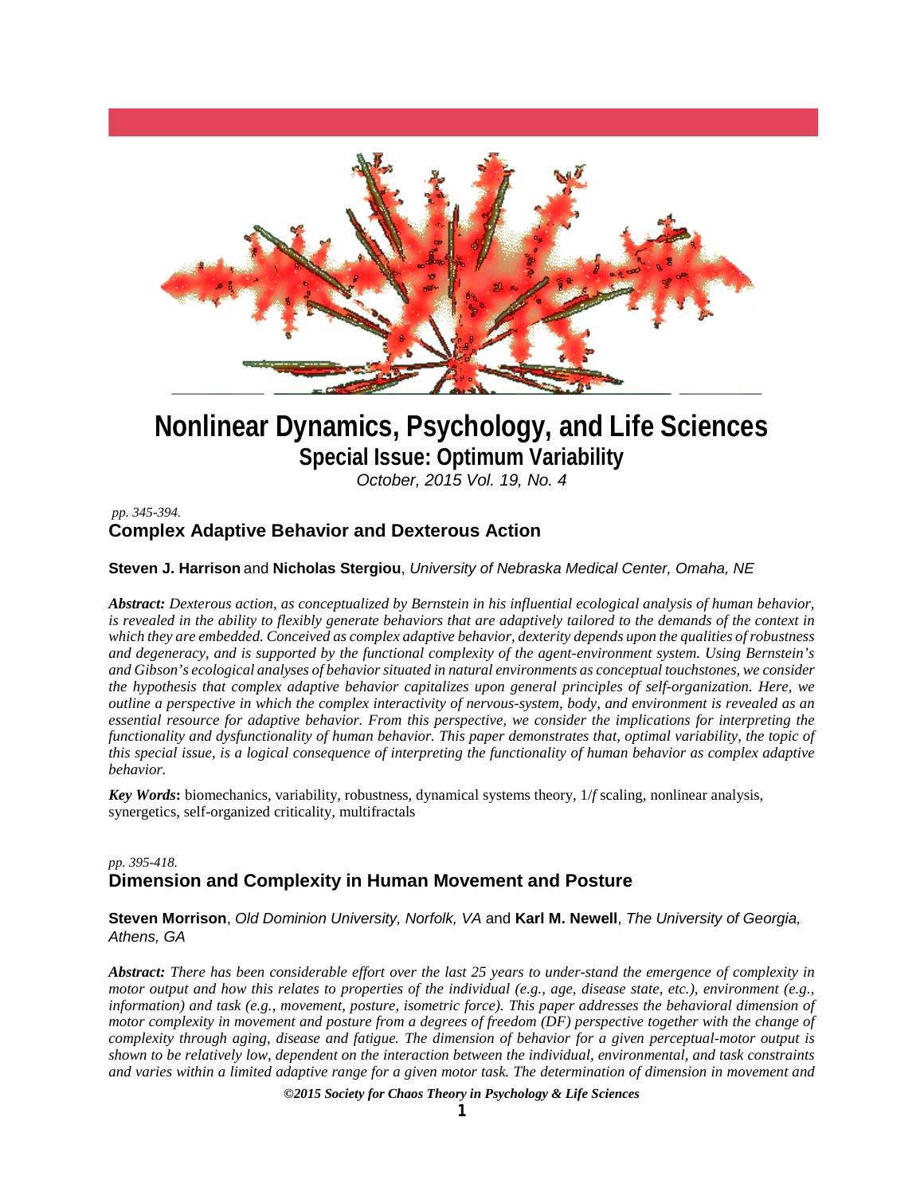# Nonlinear Dynamics, Psychology, and Life Sciences

## Special Issue: Optimum Variability

*October, 2015 Vol. 19, No. 4*

*pp. 345-394.*

### Complex Adaptive Behavior and Dexterous Action

**Steven J. Harrison** and **Nicholas Stergiou**, *University of Nebraska Medical Center, Omaha, NE*

***Abstract:*** *Dexterous action, as conceptualized by Bernstein in his influential ecological analysis of human behavior, is revealed in the ability to flexibly generate behaviors that are adaptively tailored to the demands of the context in which they are embedded. Conceived as complex adaptive behavior, dexterity depends upon the qualities of robustness and degeneracy, and is supported by the functional complexity of the agent-environment system. Using Bernstein's and Gibson's ecological analyses of behavior situated in natural environments as conceptual touchstones, we consider the hypothesis that complex adaptive behavior capitalizes upon general principles of self-organization. Here, we outline a perspective in which the complex interactivity of nervous-system, body, and environment is revealed as an essential resource for adaptive behavior. From this perspective, we consider the implications for interpreting the functionality and dysfunctionality of human behavior. This paper demonstrates that, optimal variability, the topic of this special issue, is a logical consequence of interpreting the functionality of human behavior as complex adaptive behavior.*

***Key Words*:** biomechanics, variability, robustness, dynamical systems theory, 1/*f* scaling, nonlinear analysis, synergetics, self-organized criticality, multifractals

*pp. 395-418.*

### Dimension and Complexity in Human Movement and Posture

**Steven Morrison**, *Old Dominion University, Norfolk, VA* and **Karl M. Newell**, *The University of Georgia, Athens, GA*

***Abstract:*** *There has been considerable effort over the last 25 years to under-stand the emergence of complexity in motor output and how this relates to properties of the individual (e.g., age, disease state, etc.), environment (e.g., information) and task (e.g., movement, posture, isometric force). This paper addresses the behavioral dimension of motor complexity in movement and posture from a degrees of freedom (DF) perspective together with the change of complexity through aging, disease and fatigue. The dimension of behavior for a given perceptual-motor output is shown to be relatively low, dependent on the interaction between the individual, environmental, and task constraints and varies within a limited adaptive range for a given motor task. The determination of dimension in movement and*

*©2015 Society for Chaos Theory in Psychology & Life Sciences*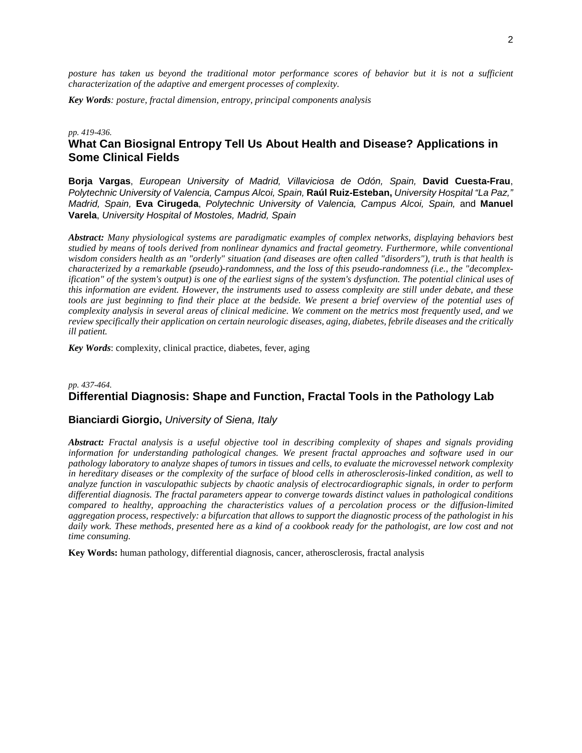*posture has taken us beyond the traditional motor performance scores of behavior but it is not a sufficient characterization of the adaptive and emergent processes of complexity.*

***Key Words****: posture, fractal dimension, entropy, principal components analysis*

*pp. 419-436.*

## What Can Biosignal Entropy Tell Us About Health and Disease? Applications in Some Clinical Fields

**Borja Vargas**, *European University of Madrid, Villaviciosa de Odón, Spain,* **David Cuesta-Frau**, *Polytechnic University of Valencia, Campus Alcoi, Spain,* **Raúl Ruiz-Esteban,** *University Hospital "La Paz," Madrid, Spain,* **Eva Cirugeda**, *Polytechnic University of Valencia, Campus Alcoi, Spain,* and **Manuel Varela**, *University Hospital of Mostoles, Madrid, Spain*

***Abstract:*** *Many physiological systems are paradigmatic examples of complex networks, displaying behaviors best studied by means of tools derived from nonlinear dynamics and fractal geometry. Furthermore, while conventional wisdom considers health as an "orderly" situation (and diseases are often called "disorders"), truth is that health is characterized by a remarkable (pseudo)-randomness, and the loss of this pseudo-randomness (i.e., the "decomplexification" of the system's output) is one of the earliest signs of the system's dysfunction. The potential clinical uses of this information are evident. However, the instruments used to assess complexity are still under debate, and these tools are just beginning to find their place at the bedside. We present a brief overview of the potential uses of complexity analysis in several areas of clinical medicine. We comment on the metrics most frequently used, and we review specifically their application on certain neurologic diseases, aging, diabetes, febrile diseases and the critically ill patient.*

***Key Words***: complexity, clinical practice, diabetes, fever, aging

*pp. 437-464.*

## Differential Diagnosis: Shape and Function, Fractal Tools in the Pathology Lab

**Bianciardi Giorgio,** *University of Siena, Italy*

***Abstract:*** *Fractal analysis is a useful objective tool in describing complexity of shapes and signals providing information for understanding pathological changes. We present fractal approaches and software used in our pathology laboratory to analyze shapes of tumors in tissues and cells, to evaluate the microvessel network complexity in hereditary diseases or the complexity of the surface of blood cells in atherosclerosis-linked condition, as well to analyze function in vasculopathic subjects by chaotic analysis of electrocardiographic signals, in order to perform differential diagnosis. The fractal parameters appear to converge towards distinct values in pathological conditions compared to healthy, approaching the characteristics values of a percolation process or the diffusion-limited aggregation process, respectively: a bifurcation that allows to support the diagnostic process of the pathologist in his daily work. These methods, presented here as a kind of a cookbook ready for the pathologist, are low cost and not time consuming.*

**Key Words:** human pathology, differential diagnosis, cancer, atherosclerosis, fractal analysis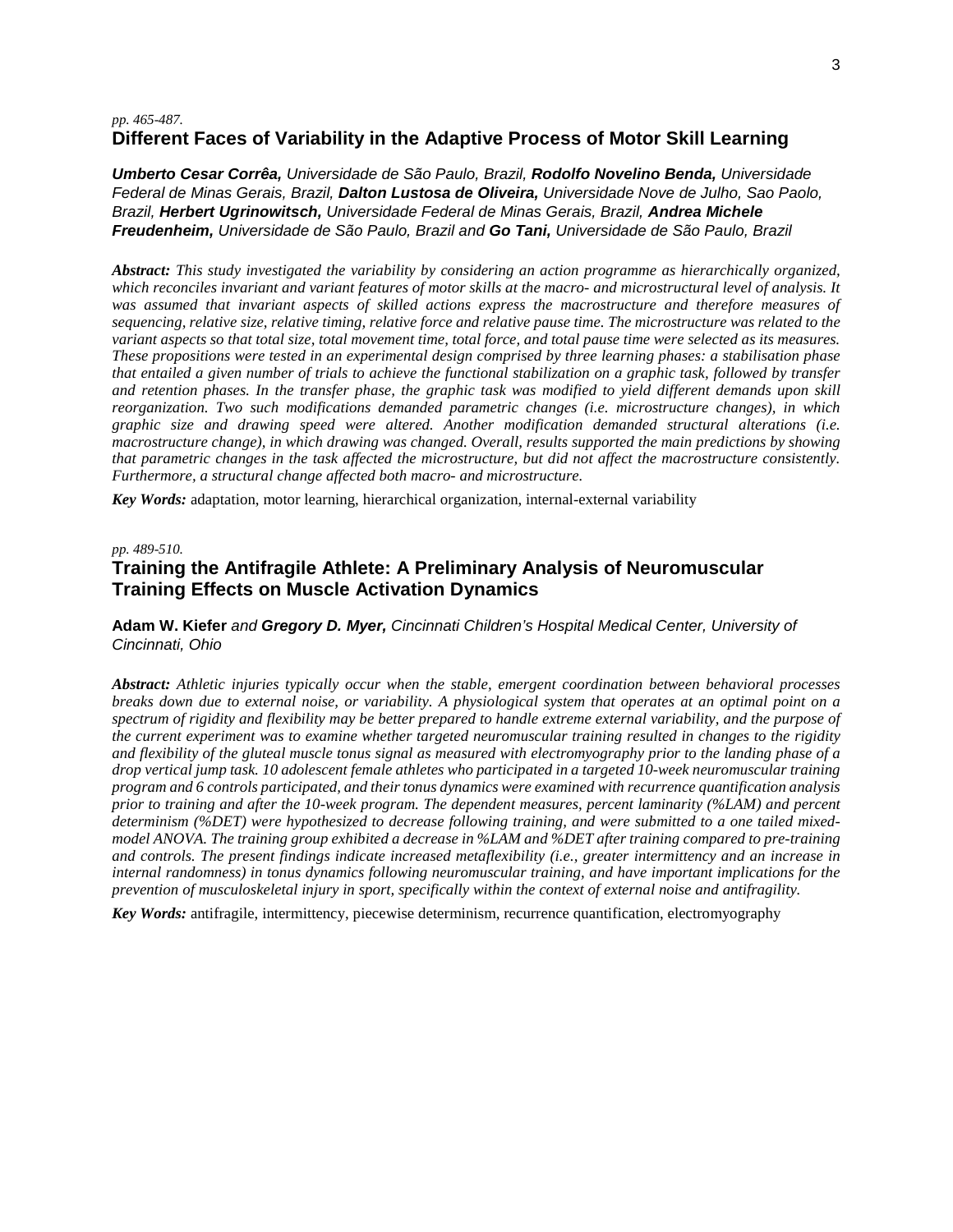*pp. 465-487.*

## Different Faces of Variability in the Adaptive Process of Motor Skill Learning

***Umberto Cesar Corrêa,*** *Universidade de São Paulo, Brazil,* ***Rodolfo Novelino Benda,*** *Universidade Federal de Minas Gerais, Brazil,* ***Dalton Lustosa de Oliveira,*** *Universidade Nove de Julho, Sao Paolo, Brazil,* ***Herbert Ugrinowitsch,*** *Universidade Federal de Minas Gerais, Brazil,* ***Andrea Michele Freudenheim,*** *Universidade de São Paulo, Brazil and* ***Go Tani,*** *Universidade de São Paulo, Brazil*

***Abstract:*** *This study investigated the variability by considering an action programme as hierarchically organized, which reconciles invariant and variant features of motor skills at the macro- and microstructural level of analysis. It was assumed that invariant aspects of skilled actions express the macrostructure and therefore measures of sequencing, relative size, relative timing, relative force and relative pause time. The microstructure was related to the variant aspects so that total size, total movement time, total force, and total pause time were selected as its measures. These propositions were tested in an experimental design comprised by three learning phases: a stabilisation phase that entailed a given number of trials to achieve the functional stabilization on a graphic task, followed by transfer and retention phases. In the transfer phase, the graphic task was modified to yield different demands upon skill reorganization. Two such modifications demanded parametric changes (i.e. microstructure changes), in which graphic size and drawing speed were altered. Another modification demanded structural alterations (i.e. macrostructure change), in which drawing was changed. Overall, results supported the main predictions by showing that parametric changes in the task affected the microstructure, but did not affect the macrostructure consistently. Furthermore, a structural change affected both macro- and microstructure.*

***Key Words:*** adaptation, motor learning, hierarchical organization, internal-external variability

*pp. 489-510.*

## Training the Antifragile Athlete: A Preliminary Analysis of Neuromuscular Training Effects on Muscle Activation Dynamics

**Adam W. Kiefer** *and* ***Gregory D. Myer,*** *Cincinnati Children's Hospital Medical Center, University of Cincinnati, Ohio*

***Abstract:*** *Athletic injuries typically occur when the stable, emergent coordination between behavioral processes breaks down due to external noise, or variability. A physiological system that operates at an optimal point on a spectrum of rigidity and flexibility may be better prepared to handle extreme external variability, and the purpose of the current experiment was to examine whether targeted neuromuscular training resulted in changes to the rigidity and flexibility of the gluteal muscle tonus signal as measured with electromyography prior to the landing phase of a drop vertical jump task. 10 adolescent female athletes who participated in a targeted 10-week neuromuscular training program and 6 controls participated, and their tonus dynamics were examined with recurrence quantification analysis prior to training and after the 10-week program. The dependent measures, percent laminarity (%LAM) and percent determinism (%DET) were hypothesized to decrease following training, and were submitted to a one tailed mixed-model ANOVA. The training group exhibited a decrease in %LAM and %DET after training compared to pre-training and controls. The present findings indicate increased metaflexibility (i.e., greater intermittency and an increase in internal randomness) in tonus dynamics following neuromuscular training, and have important implications for the prevention of musculoskeletal injury in sport, specifically within the context of external noise and antifragility.*

***Key Words:*** antifragile, intermittency, piecewise determinism, recurrence quantification, electromyography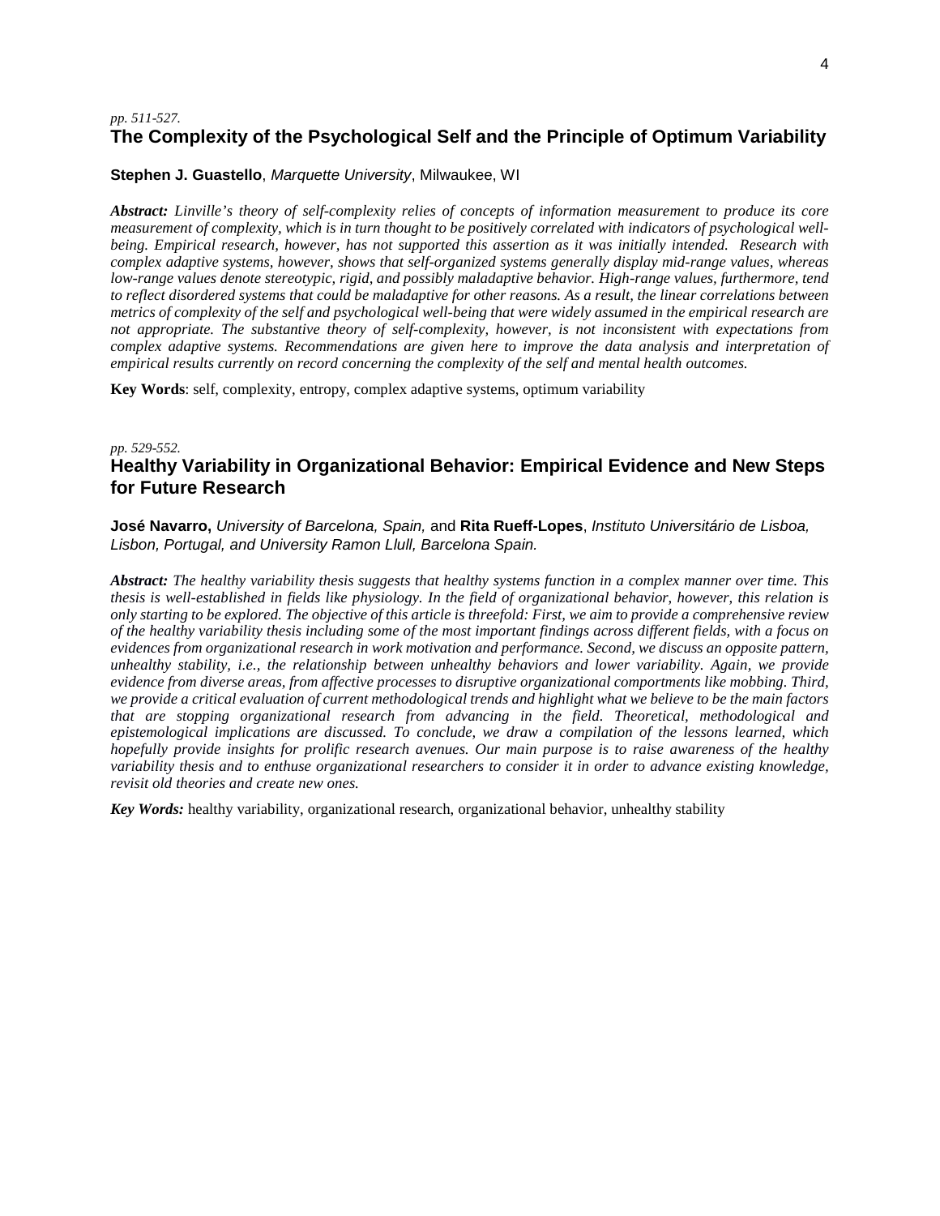*pp. 511-527.*

## The Complexity of the Psychological Self and the Principle of Optimum Variability

**Stephen J. Guastello**, *Marquette University*, Milwaukee, WI

***Abstract:*** *Linville's theory of self-complexity relies of concepts of information measurement to produce its core measurement of complexity, which is in turn thought to be positively correlated with indicators of psychological well-being. Empirical research, however, has not supported this assertion as it was initially intended. Research with complex adaptive systems, however, shows that self-organized systems generally display mid-range values, whereas low-range values denote stereotypic, rigid, and possibly maladaptive behavior. High-range values, furthermore, tend to reflect disordered systems that could be maladaptive for other reasons. As a result, the linear correlations between metrics of complexity of the self and psychological well-being that were widely assumed in the empirical research are not appropriate. The substantive theory of self-complexity, however, is not inconsistent with expectations from complex adaptive systems. Recommendations are given here to improve the data analysis and interpretation of empirical results currently on record concerning the complexity of the self and mental health outcomes.*

**Key Words**: self, complexity, entropy, complex adaptive systems, optimum variability

*pp. 529-552.*

## Healthy Variability in Organizational Behavior: Empirical Evidence and New Steps for Future Research

**José Navarro,** *University of Barcelona, Spain,* and **Rita Rueff-Lopes**, *Instituto Universitário de Lisboa, Lisbon, Portugal, and University Ramon Llull, Barcelona Spain.*

***Abstract:*** *The healthy variability thesis suggests that healthy systems function in a complex manner over time. This thesis is well-established in fields like physiology. In the field of organizational behavior, however, this relation is only starting to be explored. The objective of this article is threefold: First, we aim to provide a comprehensive review of the healthy variability thesis including some of the most important findings across different fields, with a focus on evidences from organizational research in work motivation and performance. Second, we discuss an opposite pattern, unhealthy stability, i.e., the relationship between unhealthy behaviors and lower variability. Again, we provide evidence from diverse areas, from affective processes to disruptive organizational comportments like mobbing. Third, we provide a critical evaluation of current methodological trends and highlight what we believe to be the main factors that are stopping organizational research from advancing in the field. Theoretical, methodological and epistemological implications are discussed. To conclude, we draw a compilation of the lessons learned, which hopefully provide insights for prolific research avenues. Our main purpose is to raise awareness of the healthy variability thesis and to enthuse organizational researchers to consider it in order to advance existing knowledge, revisit old theories and create new ones.*

***Key Words:*** healthy variability, organizational research, organizational behavior, unhealthy stability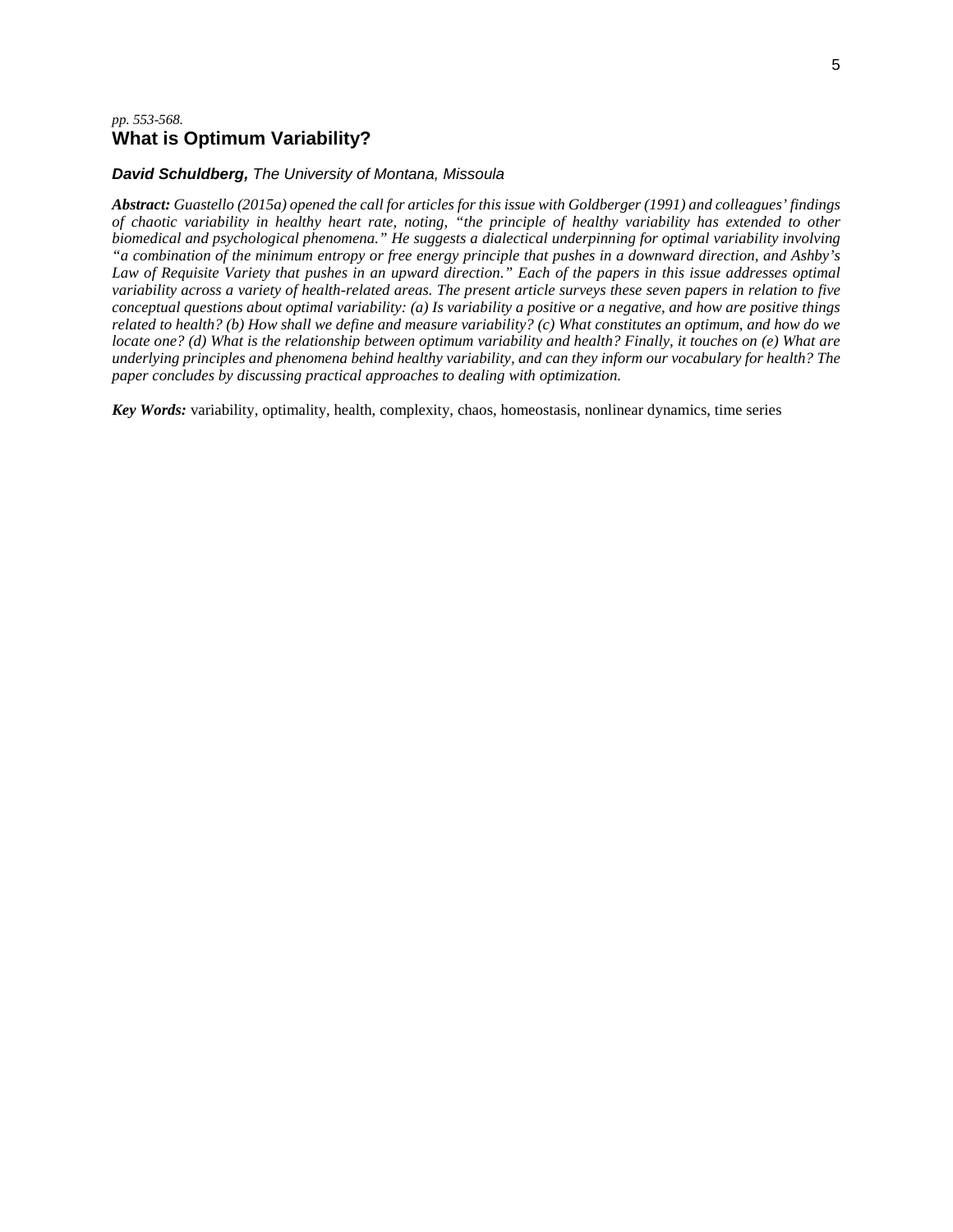*pp. 553-568.*

## What is Optimum Variability?

***David Schuldberg,*** *The University of Montana, Missoula*

***Abstract:*** *Guastello (2015a) opened the call for articles for this issue with Goldberger (1991) and colleagues' findings of chaotic variability in healthy heart rate, noting, "the principle of healthy variability has extended to other biomedical and psychological phenomena." He suggests a dialectical underpinning for optimal variability involving "a combination of the minimum entropy or free energy principle that pushes in a downward direction, and Ashby's Law of Requisite Variety that pushes in an upward direction." Each of the papers in this issue addresses optimal variability across a variety of health-related areas. The present article surveys these seven papers in relation to five conceptual questions about optimal variability: (a) Is variability a positive or a negative, and how are positive things related to health? (b) How shall we define and measure variability? (c) What constitutes an optimum, and how do we locate one? (d) What is the relationship between optimum variability and health? Finally, it touches on (e) What are underlying principles and phenomena behind healthy variability, and can they inform our vocabulary for health? The paper concludes by discussing practical approaches to dealing with optimization.*

***Key Words:*** variability, optimality, health, complexity, chaos, homeostasis, nonlinear dynamics, time series